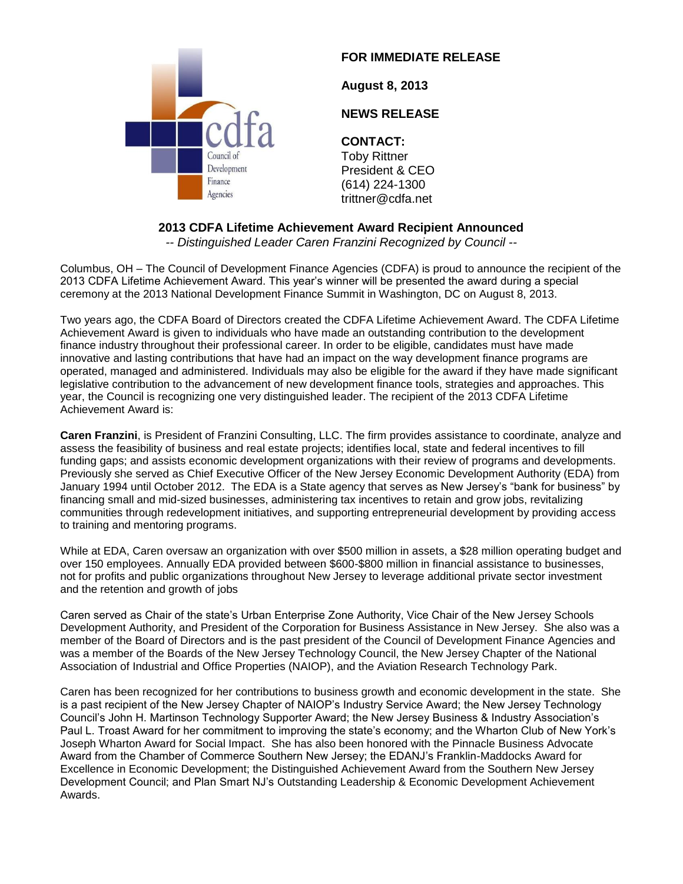Council of Development Finance Agencies

**FOR IMMEDIATE RELEASE**

**August 8, 2013**

**NEWS RELEASE**

**CONTACT:**
Toby Rittner
President & CEO
(614) 224-1300
trittner@cdfa.net

## 2013 CDFA Lifetime Achievement Award Recipient Announced

*-- Distinguished Leader Caren Franzini Recognized by Council --*

Columbus, OH – The Council of Development Finance Agencies (CDFA) is proud to announce the recipient of the 2013 CDFA Lifetime Achievement Award. This year's winner will be presented the award during a special ceremony at the 2013 National Development Finance Summit in Washington, DC on August 8, 2013.

Two years ago, the CDFA Board of Directors created the CDFA Lifetime Achievement Award. The CDFA Lifetime Achievement Award is given to individuals who have made an outstanding contribution to the development finance industry throughout their professional career. In order to be eligible, candidates must have made innovative and lasting contributions that have had an impact on the way development finance programs are operated, managed and administered. Individuals may also be eligible for the award if they have made significant legislative contribution to the advancement of new development finance tools, strategies and approaches. This year, the Council is recognizing one very distinguished leader. The recipient of the 2013 CDFA Lifetime Achievement Award is:

**Caren Franzini**, is President of Franzini Consulting, LLC. The firm provides assistance to coordinate, analyze and assess the feasibility of business and real estate projects; identifies local, state and federal incentives to fill funding gaps; and assists economic development organizations with their review of programs and developments. Previously she served as Chief Executive Officer of the New Jersey Economic Development Authority (EDA) from January 1994 until October 2012. The EDA is a State agency that serves as New Jersey's "bank for business" by financing small and mid-sized businesses, administering tax incentives to retain and grow jobs, revitalizing communities through redevelopment initiatives, and supporting entrepreneurial development by providing access to training and mentoring programs.

While at EDA, Caren oversaw an organization with over $500 million in assets, a $28 million operating budget and over 150 employees. Annually EDA provided between $600-$800 million in financial assistance to businesses, not for profits and public organizations throughout New Jersey to leverage additional private sector investment and the retention and growth of jobs

Caren served as Chair of the state's Urban Enterprise Zone Authority, Vice Chair of the New Jersey Schools Development Authority, and President of the Corporation for Business Assistance in New Jersey. She also was a member of the Board of Directors and is the past president of the Council of Development Finance Agencies and was a member of the Boards of the New Jersey Technology Council, the New Jersey Chapter of the National Association of Industrial and Office Properties (NAIOP), and the Aviation Research Technology Park.

Caren has been recognized for her contributions to business growth and economic development in the state. She is a past recipient of the New Jersey Chapter of NAIOP's Industry Service Award; the New Jersey Technology Council's John H. Martinson Technology Supporter Award; the New Jersey Business & Industry Association's Paul L. Troast Award for her commitment to improving the state's economy; and the Wharton Club of New York's Joseph Wharton Award for Social Impact. She has also been honored with the Pinnacle Business Advocate Award from the Chamber of Commerce Southern New Jersey; the EDANJ's Franklin-Maddocks Award for Excellence in Economic Development; the Distinguished Achievement Award from the Southern New Jersey Development Council; and Plan Smart NJ's Outstanding Leadership & Economic Development Achievement Awards.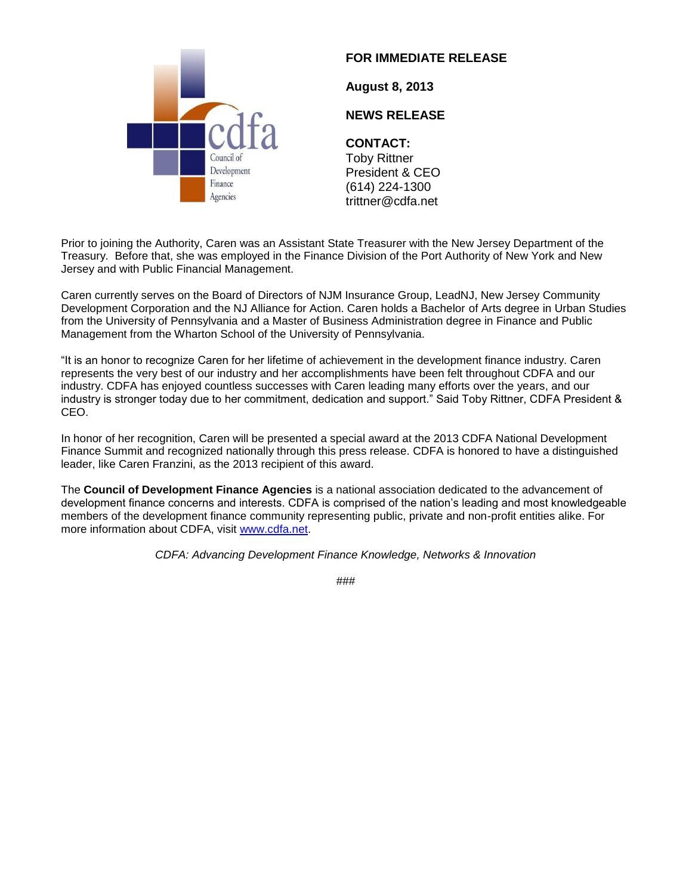**FOR IMMEDIATE RELEASE**

**August 8, 2013**

**NEWS RELEASE**

**CONTACT:**
Toby Rittner
President & CEO
(614) 224-1300
trittner@cdfa.net

Prior to joining the Authority, Caren was an Assistant State Treasurer with the New Jersey Department of the Treasury. Before that, she was employed in the Finance Division of the Port Authority of New York and New Jersey and with Public Financial Management.

Caren currently serves on the Board of Directors of NJM Insurance Group, LeadNJ, New Jersey Community Development Corporation and the NJ Alliance for Action. Caren holds a Bachelor of Arts degree in Urban Studies from the University of Pennsylvania and a Master of Business Administration degree in Finance and Public Management from the Wharton School of the University of Pennsylvania.

"It is an honor to recognize Caren for her lifetime of achievement in the development finance industry. Caren represents the very best of our industry and her accomplishments have been felt throughout CDFA and our industry. CDFA has enjoyed countless successes with Caren leading many efforts over the years, and our industry is stronger today due to her commitment, dedication and support." Said Toby Rittner, CDFA President & CEO.

In honor of her recognition, Caren will be presented a special award at the 2013 CDFA National Development Finance Summit and recognized nationally through this press release. CDFA is honored to have a distinguished leader, like Caren Franzini, as the 2013 recipient of this award.

The **Council of Development Finance Agencies** is a national association dedicated to the advancement of development finance concerns and interests. CDFA is comprised of the nation's leading and most knowledgeable members of the development finance community representing public, private and non-profit entities alike. For more information about CDFA, visit www.cdfa.net.

*CDFA: Advancing Development Finance Knowledge, Networks & Innovation*

###